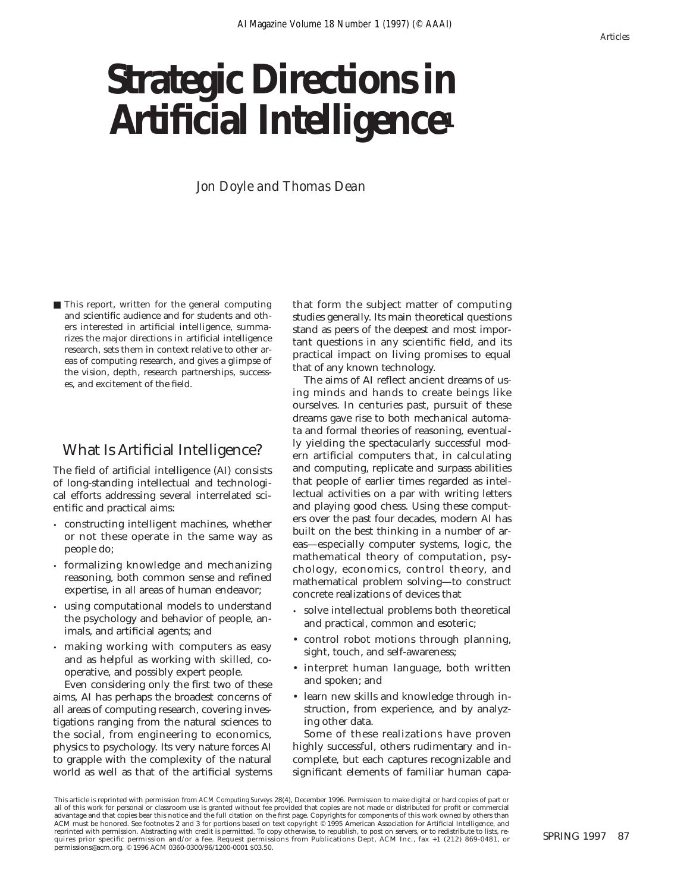# Strategic Directions in Artificial Intelligence[1]

*Jon Doyle and Thomas Dean*

■ This report, written for the general computing and scientific audience and for students and others interested in artificial intelligence, summarizes the major directions in artificial intelligence research, sets them in context relative to other areas of computing research, and gives a glimpse of the vision, depth, research partnerships, successes, and excitement of the field.

## What Is Artificial Intelligence?

The field of artificial intelligence (AI) consists of long-standing intellectual and technological efforts addressing several interrelated scientific and practical aims:

- constructing intelligent machines, whether or not these operate in the same way as people do;
- formalizing knowledge and mechanizing reasoning, both common sense and refined expertise, in all areas of human endeavor;
- using computational models to understand the psychology and behavior of people, animals, and artificial agents; and
- making working with computers as easy and as helpful as working with skilled, cooperative, and possibly expert people.

Even considering only the first two of these aims, AI has perhaps the broadest concerns of all areas of computing research, covering investigations ranging from the natural sciences to the social, from engineering to economics, physics to psychology. Its very nature forces AI to grapple with the complexity of the natural world as well as that of the artificial systems that form the subject matter of computing studies generally. Its main theoretical questions stand as peers of the deepest and most important questions in any scientific field, and its practical impact on living promises to equal that of any known technology.

The aims of AI reflect ancient dreams of using minds and hands to create beings like ourselves. In centuries past, pursuit of these dreams gave rise to both mechanical automata and formal theories of reasoning, eventually yielding the spectacularly successful modern artificial computers that, in calculating and computing, replicate and surpass abilities that people of earlier times regarded as intellectual activities on a par with writing letters and playing good chess. Using these computers over the past four decades, modern AI has built on the best thinking in a number of areas—especially computer systems, logic, the mathematical theory of computation, psychology, economics, control theory, and mathematical problem solving—to construct concrete realizations of devices that

- solve intellectual problems both theoretical and practical, common and esoteric;
- control robot motions through planning, sight, touch, and self-awareness;
- interpret human language, both written and spoken; and
- learn new skills and knowledge through instruction, from experience, and by analyzing other data.

Some of these realizations have proven highly successful, others rudimentary and incomplete, but each captures recognizable and significant elements of familiar human capa-

This article is reprinted with permission from *ACM Computing Surveys* 28(4), December 1996. Permission to make digital or hard copies of part or all of this work for personal or classroom use is granted without fee provided that copies are not made or distributed for profit or commercial advantage and that copies bear this notice and the full citation on the first page. Copyrights for components of this work owned by others than ACM must be honored. See footnotes 2 and 3 for portions based on text copyright © 1995 American Association for Artificial Intelligence, and reprinted with permission. Abstracting with credit is permitted. To copy otherwise, to republish, to post on servers, or to redistribute to lists, requires prior specific permission and/or a fee. Request permissions from Publications Dept, ACM Inc., fax +1 (212) 869-0481, or permissions@acm.org. © 1996 ACM 0360-0300/96/1200-0001 $03.50.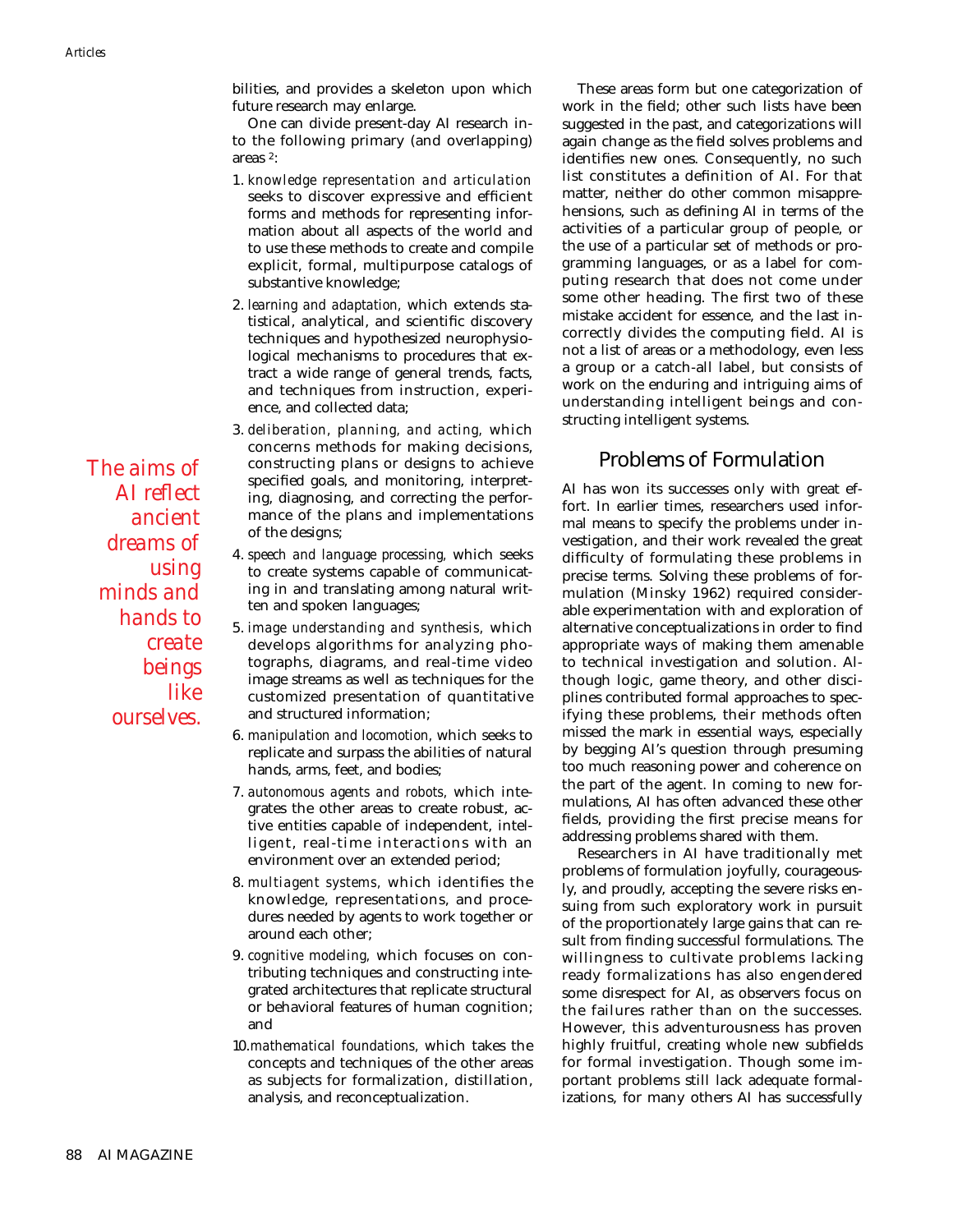bilities, and provides a skeleton upon which future research may enlarge.

One can divide present-day AI research into the following primary (and overlapping) areas [2]:

1. *knowledge representation and articulation* seeks to discover expressive and efficient forms and methods for representing information about all aspects of the world and to use these methods to create and compile explicit, formal, multipurpose catalogs of substantive knowledge;
2. *learning and adaptation,* which extends statistical, analytical, and scientific discovery techniques and hypothesized neurophysiological mechanisms to procedures that extract a wide range of general trends, facts, and techniques from instruction, experience, and collected data;
3. *deliberation, planning, and acting,* which concerns methods for making decisions, constructing plans or designs to achieve specified goals, and monitoring, interpreting, diagnosing, and correcting the performance of the plans and implementations of the designs;
4. *speech and language processing,* which seeks to create systems capable of communicating in and translating among natural written and spoken languages;
5. *image understanding and synthesis,* which develops algorithms for analyzing photographs, diagrams, and real-time video image streams as well as techniques for the customized presentation of quantitative and structured information;
6. *manipulation and locomotion,* which seeks to replicate and surpass the abilities of natural hands, arms, feet, and bodies;
7. *autonomous agents and robots,* which integrates the other areas to create robust, active entities capable of independent, intelligent, real-time interactions with an environment over an extended period;
8. *multiagent systems,* which identifies the knowledge, representations, and procedures needed by agents to work together or around each other;
9. *cognitive modeling,* which focuses on contributing techniques and constructing integrated architectures that replicate structural or behavioral features of human cognition; and
10. *mathematical foundations,* which takes the concepts and techniques of the other areas as subjects for formalization, distillation, analysis, and reconceptualization.

*The aims of AI reflect ancient dreams of using minds and hands to create beings like ourselves.*

These areas form but one categorization of work in the field; other such lists have been suggested in the past, and categorizations will again change as the field solves problems and identifies new ones. Consequently, no such list constitutes a definition of AI. For that matter, neither do other common misapprehensions, such as defining AI in terms of the activities of a particular group of people, or the use of a particular set of methods or programming languages, or as a label for computing research that does not come under some other heading. The first two of these mistake accident for essence, and the last incorrectly divides the computing field. AI is not a list of areas or a methodology, even less a group or a catch-all label, but consists of work on the enduring and intriguing aims of understanding intelligent beings and constructing intelligent systems.

## Problems of Formulation

AI has won its successes only with great effort. In earlier times, researchers used informal means to specify the problems under investigation, and their work revealed the great difficulty of formulating these problems in precise terms. Solving these problems of formulation (Minsky 1962) required considerable experimentation with and exploration of alternative conceptualizations in order to find appropriate ways of making them amenable to technical investigation and solution. Although logic, game theory, and other disciplines contributed formal approaches to specifying these problems, their methods often missed the mark in essential ways, especially by begging AI's question through presuming too much reasoning power and coherence on the part of the agent. In coming to new formulations, AI has often advanced these other fields, providing the first precise means for addressing problems shared with them.

Researchers in AI have traditionally met problems of formulation joyfully, courageously, and proudly, accepting the severe risks ensuing from such exploratory work in pursuit of the proportionately large gains that can result from finding successful formulations. The willingness to cultivate problems lacking ready formalizations has also engendered some disrespect for AI, as observers focus on the failures rather than on the successes. However, this adventurousness has proven highly fruitful, creating whole new subfields for formal investigation. Though some important problems still lack adequate formalizations, for many others AI has successfully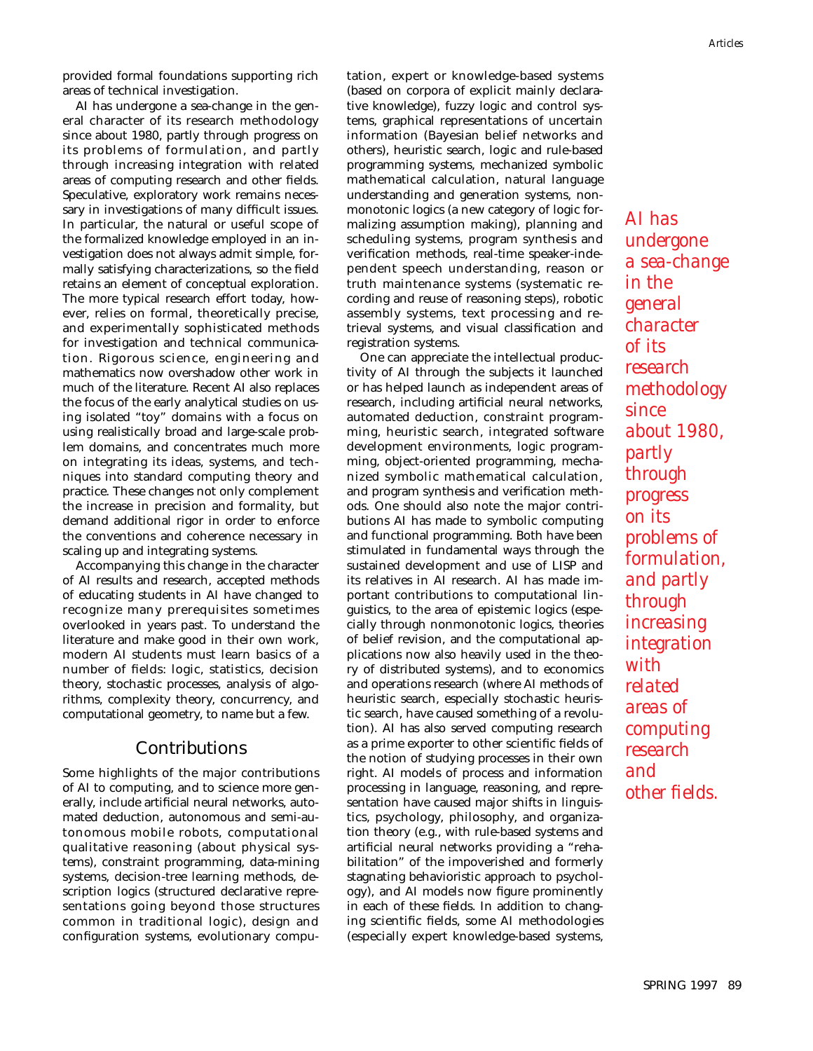provided formal foundations supporting rich areas of technical investigation.

AI has undergone a sea-change in the general character of its research methodology since about 1980, partly through progress on its problems of formulation, and partly through increasing integration with related areas of computing research and other fields. Speculative, exploratory work remains necessary in investigations of many difficult issues. In particular, the natural or useful scope of the formalized knowledge employed in an investigation does not always admit simple, formally satisfying characterizations, so the field retains an element of conceptual exploration. The more typical research effort today, however, relies on formal, theoretically precise, and experimentally sophisticated methods for investigation and technical communication. Rigorous science, engineering and mathematics now overshadow other work in much of the literature. Recent AI also replaces the focus of the early analytical studies on using isolated "toy" domains with a focus on using realistically broad and large-scale problem domains, and concentrates much more on integrating its ideas, systems, and techniques into standard computing theory and practice. These changes not only complement the increase in precision and formality, but demand additional rigor in order to enforce the conventions and coherence necessary in scaling up and integrating systems.

Accompanying this change in the character of AI results and research, accepted methods of educating students in AI have changed to recognize many prerequisites sometimes overlooked in years past. To understand the literature and make good in their own work, modern AI students must learn basics of a number of fields: logic, statistics, decision theory, stochastic processes, analysis of algorithms, complexity theory, concurrency, and computational geometry, to name but a few.

## Contributions

Some highlights of the major contributions of AI to computing, and to science more generally, include artificial neural networks, automated deduction, autonomous and semi-autonomous mobile robots, computational qualitative reasoning (about physical systems), constraint programming, data-mining systems, decision-tree learning methods, description logics (structured declarative representations going beyond those structures common in traditional logic), design and configuration systems, evolutionary computation, expert or knowledge-based systems (based on corpora of explicit mainly declarative knowledge), fuzzy logic and control systems, graphical representations of uncertain information (Bayesian belief networks and others), heuristic search, logic and rule-based programming systems, mechanized symbolic mathematical calculation, natural language understanding and generation systems, nonmonotonic logics (a new category of logic formalizing assumption making), planning and scheduling systems, program synthesis and verification methods, real-time speaker-independent speech understanding, reason or truth maintenance systems (systematic recording and reuse of reasoning steps), robotic assembly systems, text processing and retrieval systems, and visual classification and registration systems.

One can appreciate the intellectual productivity of AI through the subjects it launched or has helped launch as independent areas of research, including artificial neural networks, automated deduction, constraint programming, heuristic search, integrated software development environments, logic programming, object-oriented programming, mechanized symbolic mathematical calculation, and program synthesis and verification methods. One should also note the major contributions AI has made to symbolic computing and functional programming. Both have been stimulated in fundamental ways through the sustained development and use of LISP and its relatives in AI research. AI has made important contributions to computational linguistics, to the area of epistemic logics (especially through nonmonotonic logics, theories of belief revision, and the computational applications now also heavily used in the theory of distributed systems), and to economics and operations research (where AI methods of heuristic search, especially stochastic heuristic search, have caused something of a revolution). AI has also served computing research as a prime exporter to other scientific fields of the notion of studying processes in their own right. AI models of process and information processing in language, reasoning, and representation have caused major shifts in linguistics, psychology, philosophy, and organization theory (e.g., with rule-based systems and artificial neural networks providing a "rehabilitation" of the impoverished and formerly stagnating behavioristic approach to psychology), and AI models now figure prominently in each of these fields. In addition to changing scientific fields, some AI methodologies (especially expert knowledge-based systems,

*AI has undergone a sea-change in the general character of its research methodology since about 1980, partly through progress on its problems of formulation, and partly through increasing integration with related areas of computing research and other fields.*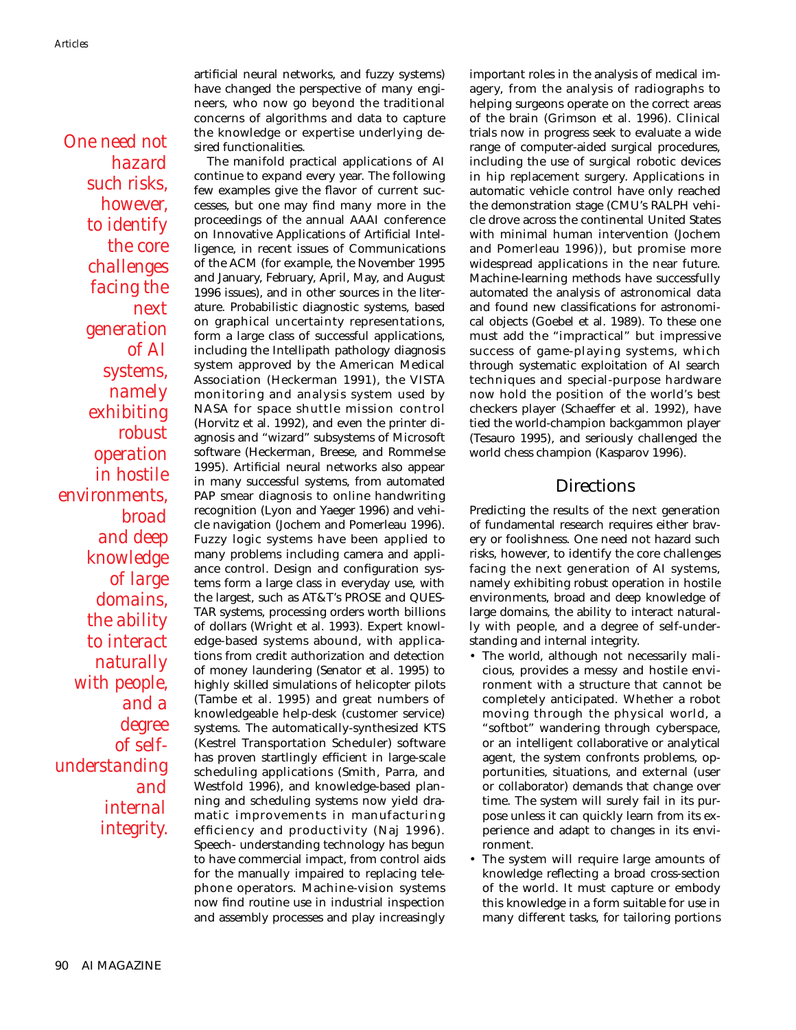artificial neural networks, and fuzzy systems) have changed the perspective of many engineers, who now go beyond the traditional concerns of algorithms and data to capture the knowledge or expertise underlying desired functionalities.

*One need not hazard such risks, however, to identify the core challenges facing the next generation of AI systems, namely exhibiting robust operation in hostile environments, broad and deep knowledge of large domains, the ability to interact naturally with people, and a degree of self-understanding and internal integrity.*

The manifold practical applications of AI continue to expand every year. The following few examples give the flavor of current successes, but one may find many more in the proceedings of the annual AAAI conference on Innovative Applications of Artificial Intelligence, in recent issues of Communications of the ACM (for example, the November 1995 and January, February, April, May, and August 1996 issues), and in other sources in the literature. Probabilistic diagnostic systems, based on graphical uncertainty representations, form a large class of successful applications, including the Intellipath pathology diagnosis system approved by the American Medical Association (Heckerman 1991), the VISTA monitoring and analysis system used by NASA for space shuttle mission control (Horvitz et al. 1992), and even the printer diagnosis and "wizard" subsystems of Microsoft software (Heckerman, Breese, and Rommelse 1995). Artificial neural networks also appear in many successful systems, from automated PAP smear diagnosis to online handwriting recognition (Lyon and Yaeger 1996) and vehicle navigation (Jochem and Pomerleau 1996). Fuzzy logic systems have been applied to many problems including camera and appliance control. Design and configuration systems form a large class in everyday use, with the largest, such as AT&T's PROSE and QUESTAR systems, processing orders worth billions of dollars (Wright et al. 1993). Expert knowledge-based systems abound, with applications from credit authorization and detection of money laundering (Senator et al. 1995) to highly skilled simulations of helicopter pilots (Tambe et al. 1995) and great numbers of knowledgeable help-desk (customer service) systems. The automatically-synthesized KTS (Kestrel Transportation Scheduler) software has proven startlingly efficient in large-scale scheduling applications (Smith, Parra, and Westfold 1996), and knowledge-based planning and scheduling systems now yield dramatic improvements in manufacturing efficiency and productivity (Naj 1996). Speech- understanding technology has begun to have commercial impact, from control aids for the manually impaired to replacing telephone operators. Machine-vision systems now find routine use in industrial inspection and assembly processes and play increasingly important roles in the analysis of medical imagery, from the analysis of radiographs to helping surgeons operate on the correct areas of the brain (Grimson et al. 1996). Clinical trials now in progress seek to evaluate a wide range of computer-aided surgical procedures, including the use of surgical robotic devices in hip replacement surgery. Applications in automatic vehicle control have only reached the demonstration stage (CMU's RALPH vehicle drove across the continental United States with minimal human intervention (Jochem and Pomerleau 1996)), but promise more widespread applications in the near future. Machine-learning methods have successfully automated the analysis of astronomical data and found new classifications for astronomical objects (Goebel et al. 1989). To these one must add the "impractical" but impressive success of game-playing systems, which through systematic exploitation of AI search techniques and special-purpose hardware now hold the position of the world's best checkers player (Schaeffer et al. 1992), have tied the world-champion backgammon player (Tesauro 1995), and seriously challenged the world chess champion (Kasparov 1996).

## Directions

Predicting the results of the next generation of fundamental research requires either bravery or foolishness. One need not hazard such risks, however, to identify the core challenges facing the next generation of AI systems, namely exhibiting robust operation in hostile environments, broad and deep knowledge of large domains, the ability to interact naturally with people, and a degree of self-understanding and internal integrity.

- The world, although not necessarily malicious, provides a messy and hostile environment with a structure that cannot be completely anticipated. Whether a robot moving through the physical world, a "softbot" wandering through cyberspace, or an intelligent collaborative or analytical agent, the system confronts problems, opportunities, situations, and external (user or collaborator) demands that change over time. The system will surely fail in its purpose unless it can quickly learn from its experience and adapt to changes in its environment.
- The system will require large amounts of knowledge reflecting a broad cross-section of the world. It must capture or embody this knowledge in a form suitable for use in many different tasks, for tailoring portions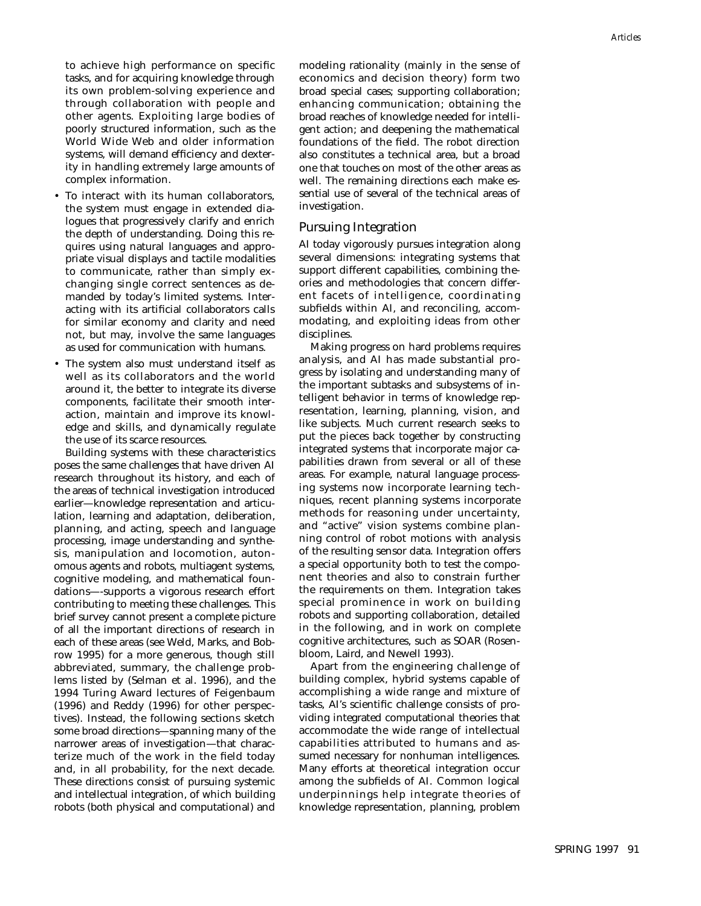to achieve high performance on specific tasks, and for acquiring knowledge through its own problem-solving experience and through collaboration with people and other agents. Exploiting large bodies of poorly structured information, such as the World Wide Web and older information systems, will demand efficiency and dexterity in handling extremely large amounts of complex information.

- To interact with its human collaborators, the system must engage in extended dialogues that progressively clarify and enrich the depth of understanding. Doing this requires using natural languages and appropriate visual displays and tactile modalities to communicate, rather than simply exchanging single correct sentences as demanded by today's limited systems. Interacting with its artificial collaborators calls for similar economy and clarity and need not, but may, involve the same languages as used for communication with humans.
- The system also must understand itself as well as its collaborators and the world around it, the better to integrate its diverse components, facilitate their smooth interaction, maintain and improve its knowledge and skills, and dynamically regulate the use of its scarce resources.

Building systems with these characteristics poses the same challenges that have driven AI research throughout its history, and each of the areas of technical investigation introduced earlier—knowledge representation and articulation, learning and adaptation, deliberation, planning, and acting, speech and language processing, image understanding and synthesis, manipulation and locomotion, autonomous agents and robots, multiagent systems, cognitive modeling, and mathematical foundations—-supports a vigorous research effort contributing to meeting these challenges. This brief survey cannot present a complete picture of all the important directions of research in each of these areas (see Weld, Marks, and Bobrow 1995) for a more generous, though still abbreviated, summary, the challenge problems listed by (Selman et al. 1996), and the 1994 Turing Award lectures of Feigenbaum (1996) and Reddy (1996) for other perspectives). Instead, the following sections sketch some broad directions—spanning many of the narrower areas of investigation—that characterize much of the work in the field today and, in all probability, for the next decade. These directions consist of pursuing systemic and intellectual integration, of which building robots (both physical and computational) and modeling rationality (mainly in the sense of economics and decision theory) form two broad special cases; supporting collaboration; enhancing communication; obtaining the broad reaches of knowledge needed for intelligent action; and deepening the mathematical foundations of the field. The robot direction also constitutes a technical area, but a broad one that touches on most of the other areas as well. The remaining directions each make essential use of several of the technical areas of investigation.

## Pursuing Integration

AI today vigorously pursues integration along several dimensions: integrating systems that support different capabilities, combining theories and methodologies that concern different facets of intelligence, coordinating subfields within AI, and reconciling, accommodating, and exploiting ideas from other disciplines.

Making progress on hard problems requires analysis, and AI has made substantial progress by isolating and understanding many of the important subtasks and subsystems of intelligent behavior in terms of knowledge representation, learning, planning, vision, and like subjects. Much current research seeks to put the pieces back together by constructing integrated systems that incorporate major capabilities drawn from several or all of these areas. For example, natural language processing systems now incorporate learning techniques, recent planning systems incorporate methods for reasoning under uncertainty, and "active" vision systems combine planning control of robot motions with analysis of the resulting sensor data. Integration offers a special opportunity both to test the component theories and also to constrain further the requirements on them. Integration takes special prominence in work on building robots and supporting collaboration, detailed in the following, and in work on complete cognitive architectures, such as SOAR (Rosenbloom, Laird, and Newell 1993).

Apart from the engineering challenge of building complex, hybrid systems capable of accomplishing a wide range and mixture of tasks, AI's scientific challenge consists of providing integrated computational theories that accommodate the wide range of intellectual capabilities attributed to humans and assumed necessary for nonhuman intelligences. Many efforts at theoretical integration occur among the subfields of AI. Common logical underpinnings help integrate theories of knowledge representation, planning, problem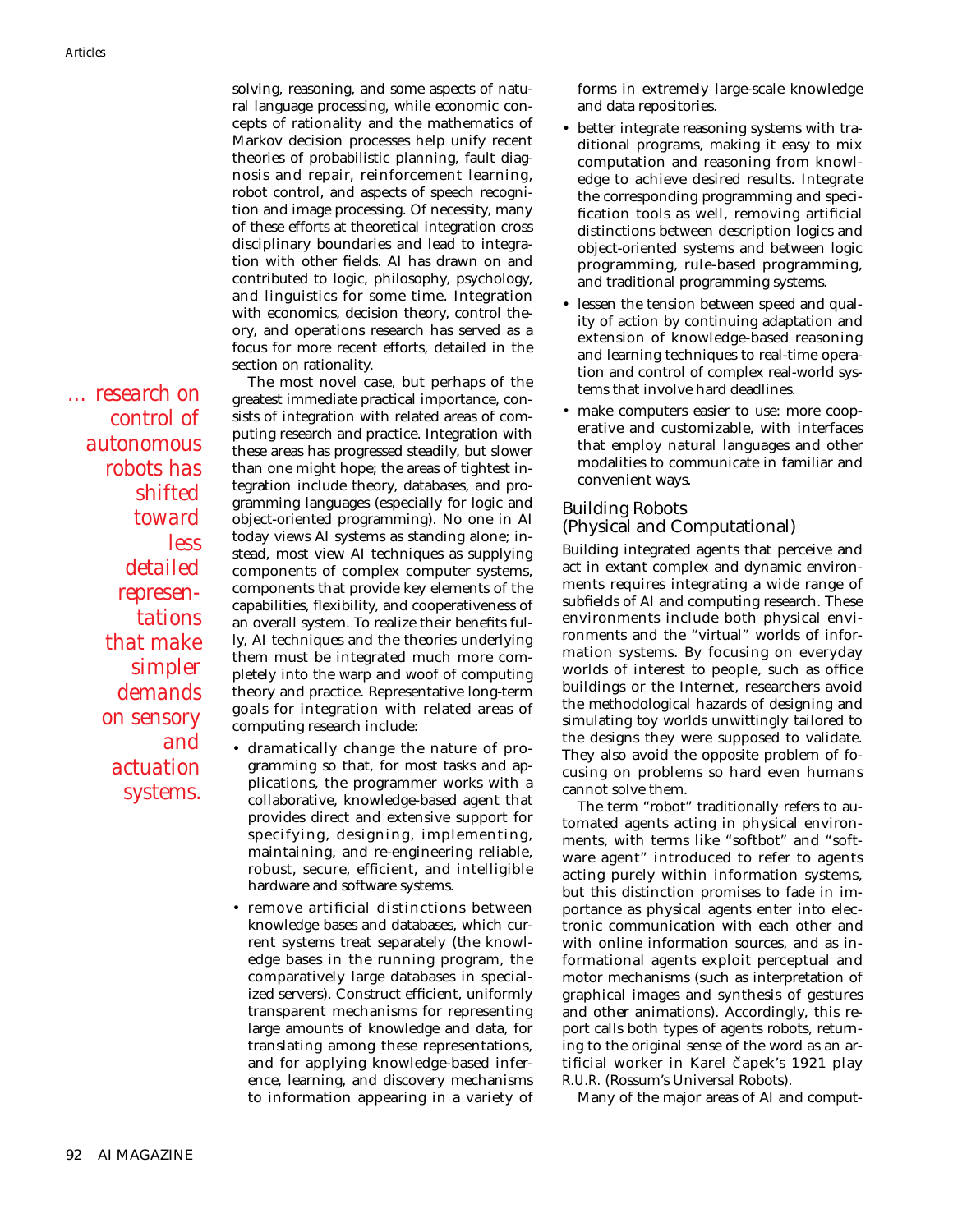solving, reasoning, and some aspects of natural language processing, while economic concepts of rationality and the mathematics of Markov decision processes help unify recent theories of probabilistic planning, fault diagnosis and repair, reinforcement learning, robot control, and aspects of speech recognition and image processing. Of necessity, many of these efforts at theoretical integration cross disciplinary boundaries and lead to integration with other fields. AI has drawn on and contributed to logic, philosophy, psychology, and linguistics for some time. Integration with economics, decision theory, control theory, and operations research has served as a focus for more recent efforts, detailed in the section on rationality.

*… research on control of autonomous robots has shifted toward less detailed representations that make simpler demands on sensory and actuation systems.*

The most novel case, but perhaps of the greatest immediate practical importance, consists of integration with related areas of computing research and practice. Integration with these areas has progressed steadily, but slower than one might hope; the areas of tightest integration include theory, databases, and programming languages (especially for logic and object-oriented programming). No one in AI today views AI systems as standing alone; instead, most view AI techniques as supplying components of complex computer systems, components that provide key elements of the capabilities, flexibility, and cooperativeness of an overall system. To realize their benefits fully, AI techniques and the theories underlying them must be integrated much more completely into the warp and woof of computing theory and practice. Representative long-term goals for integration with related areas of computing research include:

- dramatically change the nature of programming so that, for most tasks and applications, the programmer works with a collaborative, knowledge-based agent that provides direct and extensive support for specifying, designing, implementing, maintaining, and re-engineering reliable, robust, secure, efficient, and intelligible hardware and software systems.
- remove artificial distinctions between knowledge bases and databases, which current systems treat separately (the knowledge bases in the running program, the comparatively large databases in specialized servers). Construct efficient, uniformly transparent mechanisms for representing large amounts of knowledge and data, for translating among these representations, and for applying knowledge-based inference, learning, and discovery mechanisms to information appearing in a variety of forms in extremely large-scale knowledge and data repositories.
- better integrate reasoning systems with traditional programs, making it easy to mix computation and reasoning from knowledge to achieve desired results. Integrate the corresponding programming and specification tools as well, removing artificial distinctions between description logics and object-oriented systems and between logic programming, rule-based programming, and traditional programming systems.
- lessen the tension between speed and quality of action by continuing adaptation and extension of knowledge-based reasoning and learning techniques to real-time operation and control of complex real-world systems that involve hard deadlines.
- make computers easier to use: more cooperative and customizable, with interfaces that employ natural languages and other modalities to communicate in familiar and convenient ways.

## Building Robots (Physical and Computational)

Building integrated agents that perceive and act in extant complex and dynamic environments requires integrating a wide range of subfields of AI and computing research. These environments include both physical environments and the "virtual" worlds of information systems. By focusing on everyday worlds of interest to people, such as office buildings or the Internet, researchers avoid the methodological hazards of designing and simulating toy worlds unwittingly tailored to the designs they were supposed to validate. They also avoid the opposite problem of focusing on problems so hard even humans cannot solve them.

The term "robot" traditionally refers to automated agents acting in physical environments, with terms like "softbot" and "software agent" introduced to refer to agents acting purely within information systems, but this distinction promises to fade in importance as physical agents enter into electronic communication with each other and with online information sources, and as informational agents exploit perceptual and motor mechanisms (such as interpretation of graphical images and synthesis of gestures and other animations). Accordingly, this report calls both types of agents robots, returning to the original sense of the word as an artificial worker in Karel Čapek's 1921 play *R.U.R.* (Rossum's Universal Robots).

Many of the major areas of AI and comput-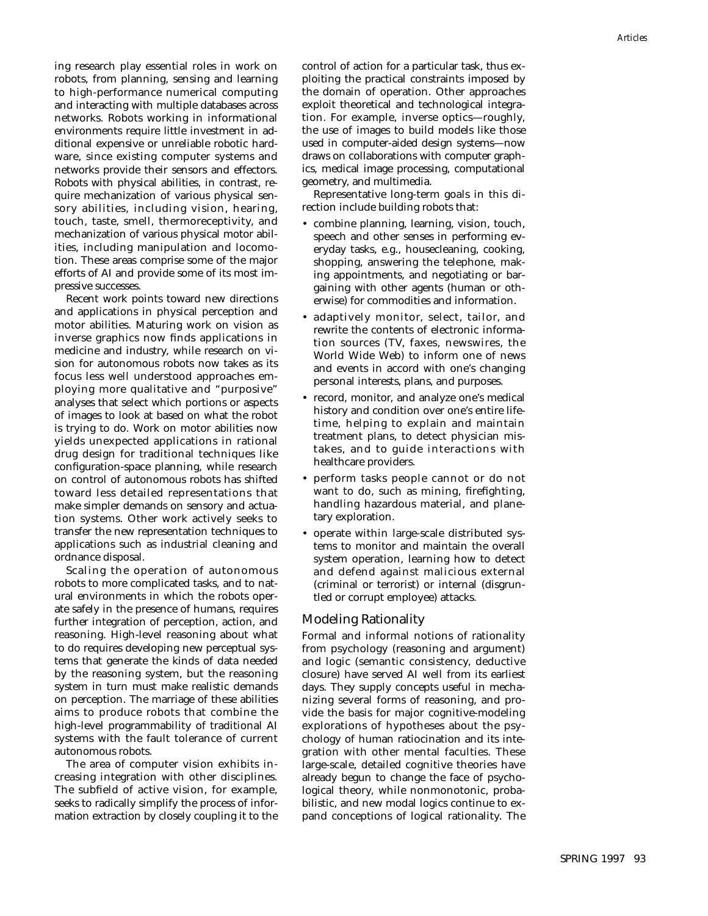ing research play essential roles in work on robots, from planning, sensing and learning to high-performance numerical computing and interacting with multiple databases across networks. Robots working in informational environments require little investment in additional expensive or unreliable robotic hardware, since existing computer systems and networks provide their sensors and effectors. Robots with physical abilities, in contrast, require mechanization of various physical sensory abilities, including vision, hearing, touch, taste, smell, thermoreceptivity, and mechanization of various physical motor abilities, including manipulation and locomotion. These areas comprise some of the major efforts of AI and provide some of its most impressive successes.

Recent work points toward new directions and applications in physical perception and motor abilities. Maturing work on vision as inverse graphics now finds applications in medicine and industry, while research on vision for autonomous robots now takes as its focus less well understood approaches employing more qualitative and "purposive" analyses that select which portions or aspects of images to look at based on what the robot is trying to do. Work on motor abilities now yields unexpected applications in rational drug design for traditional techniques like configuration-space planning, while research on control of autonomous robots has shifted toward less detailed representations that make simpler demands on sensory and actuation systems. Other work actively seeks to transfer the new representation techniques to applications such as industrial cleaning and ordnance disposal.

Scaling the operation of autonomous robots to more complicated tasks, and to natural environments in which the robots operate safely in the presence of humans, requires further integration of perception, action, and reasoning. High-level reasoning about what to do requires developing new perceptual systems that generate the kinds of data needed by the reasoning system, but the reasoning system in turn must make realistic demands on perception. The marriage of these abilities aims to produce robots that combine the high-level programmability of traditional AI systems with the fault tolerance of current autonomous robots.

The area of computer vision exhibits increasing integration with other disciplines. The subfield of active vision, for example, seeks to radically simplify the process of information extraction by closely coupling it to the control of action for a particular task, thus exploiting the practical constraints imposed by the domain of operation. Other approaches exploit theoretical and technological integration. For example, inverse optics—roughly, the use of images to build models like those used in computer-aided design systems—now draws on collaborations with computer graphics, medical image processing, computational geometry, and multimedia.

Representative long-term goals in this direction include building robots that:

- combine planning, learning, vision, touch, speech and other senses in performing everyday tasks, e.g., housecleaning, cooking, shopping, answering the telephone, making appointments, and negotiating or bargaining with other agents (human or otherwise) for commodities and information.
- adaptively monitor, select, tailor, and rewrite the contents of electronic information sources (TV, faxes, newswires, the World Wide Web) to inform one of news and events in accord with one's changing personal interests, plans, and purposes.
- record, monitor, and analyze one's medical history and condition over one's entire lifetime, helping to explain and maintain treatment plans, to detect physician mistakes, and to guide interactions with healthcare providers.
- perform tasks people cannot or do not want to do, such as mining, firefighting, handling hazardous material, and planetary exploration.
- operate within large-scale distributed systems to monitor and maintain the overall system operation, learning how to detect and defend against malicious external (criminal or terrorist) or internal (disgruntled or corrupt employee) attacks.

## Modeling Rationality

Formal and informal notions of rationality from psychology (reasoning and argument) and logic (semantic consistency, deductive closure) have served AI well from its earliest days. They supply concepts useful in mechanizing several forms of reasoning, and provide the basis for major cognitive-modeling explorations of hypotheses about the psychology of human ratiocination and its integration with other mental faculties. These large-scale, detailed cognitive theories have already begun to change the face of psychological theory, while nonmonotonic, probabilistic, and new modal logics continue to expand conceptions of logical rationality. The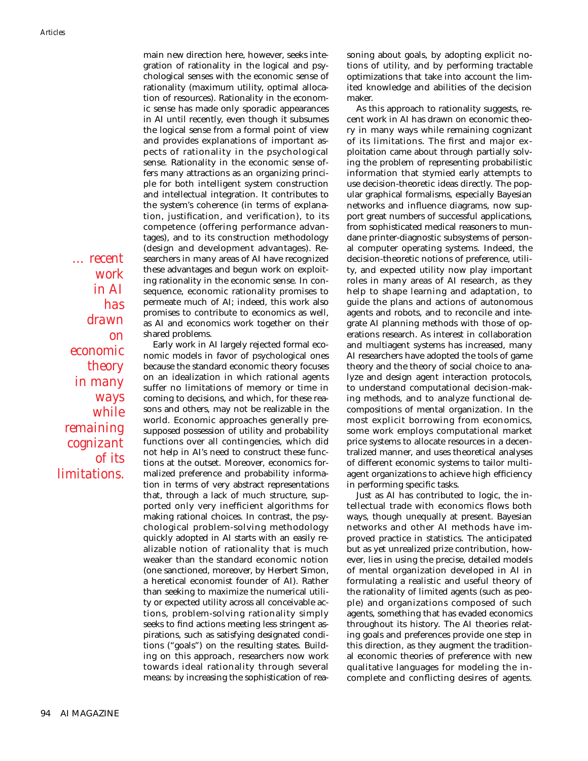main new direction here, however, seeks integration of rationality in the logical and psychological senses with the economic sense of rationality (maximum utility, optimal allocation of resources). Rationality in the economic sense has made only sporadic appearances in AI until recently, even though it subsumes the logical sense from a formal point of view and provides explanations of important aspects of rationality in the psychological sense. Rationality in the economic sense offers many attractions as an organizing principle for both intelligent system construction and intellectual integration. It contributes to the system's coherence (in terms of explanation, justification, and verification), to its competence (offering performance advantages), and to its construction methodology (design and development advantages). Researchers in many areas of AI have recognized these advantages and begun work on exploiting rationality in the economic sense. In consequence, economic rationality promises to permeate much of AI; indeed, this work also promises to contribute to economics as well, as AI and economics work together on their shared problems.

*… recent work in AI has drawn on economic theory in many ways while remaining cognizant of its limitations.*

Early work in AI largely rejected formal economic models in favor of psychological ones because the standard economic theory focuses on an idealization in which rational agents suffer no limitations of memory or time in coming to decisions, and which, for these reasons and others, may not be realizable in the world. Economic approaches generally presupposed possession of utility and probability functions over all contingencies, which did not help in AI's need to construct these functions at the outset. Moreover, economics formalized preference and probability information in terms of very abstract representations that, through a lack of much structure, supported only very inefficient algorithms for making rational choices. In contrast, the psychological problem-solving methodology quickly adopted in AI starts with an easily realizable notion of rationality that is much weaker than the standard economic notion (one sanctioned, moreover, by Herbert Simon, a heretical economist founder of AI). Rather than seeking to maximize the numerical utility or expected utility across all conceivable actions, problem-solving rationality simply seeks to find actions meeting less stringent aspirations, such as satisfying designated conditions ("goals") on the resulting states. Building on this approach, researchers now work towards ideal rationality through several means: by increasing the sophistication of reasoning about goals, by adopting explicit notions of utility, and by performing tractable optimizations that take into account the limited knowledge and abilities of the decision maker.

As this approach to rationality suggests, recent work in AI has drawn on economic theory in many ways while remaining cognizant of its limitations. The first and major exploitation came about through partially solving the problem of representing probabilistic information that stymied early attempts to use decision-theoretic ideas directly. The popular graphical formalisms, especially Bayesian networks and influence diagrams, now support great numbers of successful applications, from sophisticated medical reasoners to mundane printer-diagnostic subsystems of personal computer operating systems. Indeed, the decision-theoretic notions of preference, utility, and expected utility now play important roles in many areas of AI research, as they help to shape learning and adaptation, to guide the plans and actions of autonomous agents and robots, and to reconcile and integrate AI planning methods with those of operations research. As interest in collaboration and multiagent systems has increased, many AI researchers have adopted the tools of game theory and the theory of social choice to analyze and design agent interaction protocols, to understand computational decision-making methods, and to analyze functional decompositions of mental organization. In the most explicit borrowing from economics, some work employs computational market price systems to allocate resources in a decentralized manner, and uses theoretical analyses of different economic systems to tailor multiagent organizations to achieve high efficiency in performing specific tasks.

Just as AI has contributed to logic, the intellectual trade with economics flows both ways, though unequally at present. Bayesian networks and other AI methods have improved practice in statistics. The anticipated but as yet unrealized prize contribution, however, lies in using the precise, detailed models of mental organization developed in AI in formulating a realistic and useful theory of the rationality of limited agents (such as people) and organizations composed of such agents, something that has evaded economics throughout its history. The AI theories relating goals and preferences provide one step in this direction, as they augment the traditional economic theories of preference with new qualitative languages for modeling the incomplete and conflicting desires of agents.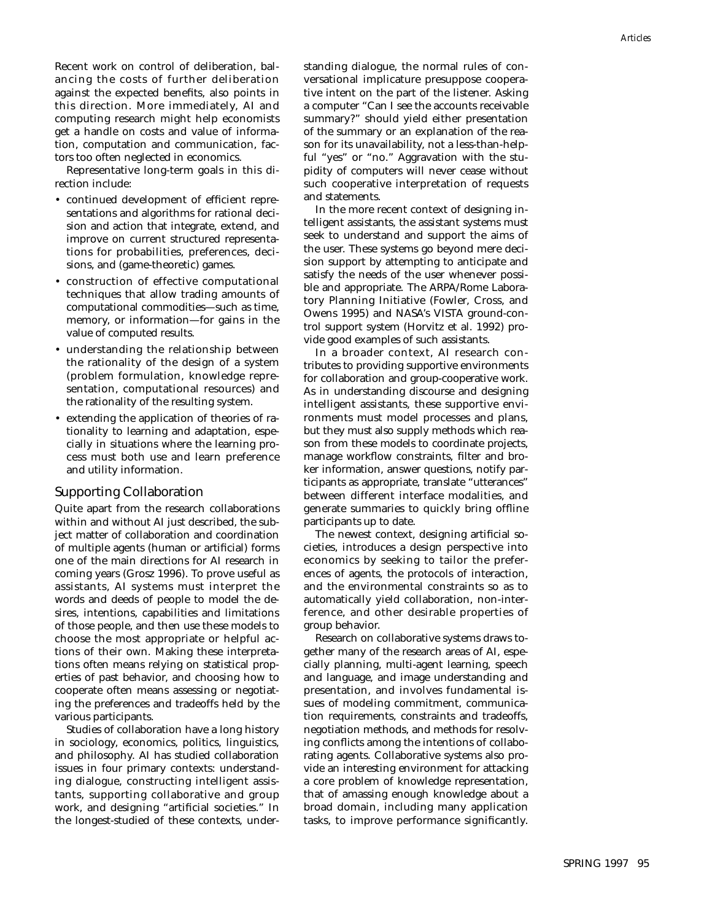Recent work on control of deliberation, balancing the costs of further deliberation against the expected benefits, also points in this direction. More immediately, AI and computing research might help economists get a handle on costs and value of information, computation and communication, factors too often neglected in economics.

Representative long-term goals in this direction include:

- continued development of efficient representations and algorithms for rational decision and action that integrate, extend, and improve on current structured representations for probabilities, preferences, decisions, and (game-theoretic) games.
- construction of effective computational techniques that allow trading amounts of computational commodities—such as time, memory, or information—for gains in the value of computed results.
- understanding the relationship between the rationality of the design of a system (problem formulation, knowledge representation, computational resources) and the rationality of the resulting system.
- extending the application of theories of rationality to learning and adaptation, especially in situations where the learning process must both use and learn preference and utility information.

## Supporting Collaboration

Quite apart from the research collaborations within and without AI just described, the subject matter of collaboration and coordination of multiple agents (human or artificial) forms one of the main directions for AI research in coming years (Grosz 1996). To prove useful as assistants, AI systems must interpret the words and deeds of people to model the desires, intentions, capabilities and limitations of those people, and then use these models to choose the most appropriate or helpful actions of their own. Making these interpretations often means relying on statistical properties of past behavior, and choosing how to cooperate often means assessing or negotiating the preferences and tradeoffs held by the various participants.

Studies of collaboration have a long history in sociology, economics, politics, linguistics, and philosophy. AI has studied collaboration issues in four primary contexts: understanding dialogue, constructing intelligent assistants, supporting collaborative and group work, and designing "artificial societies." In the longest-studied of these contexts, understanding dialogue, the normal rules of conversational implicature presuppose cooperative intent on the part of the listener. Asking a computer "Can I see the accounts receivable summary?" should yield either presentation of the summary or an explanation of the reason for its unavailability, not a less-than-helpful "yes" or "no." Aggravation with the stupidity of computers will never cease without such cooperative interpretation of requests and statements.

In the more recent context of designing intelligent assistants, the assistant systems must seek to understand and support the aims of the user. These systems go beyond mere decision support by attempting to anticipate and satisfy the needs of the user whenever possible and appropriate. The ARPA/Rome Laboratory Planning Initiative (Fowler, Cross, and Owens 1995) and NASA's VISTA ground-control support system (Horvitz et al. 1992) provide good examples of such assistants.

In a broader context, AI research contributes to providing supportive environments for collaboration and group-cooperative work. As in understanding discourse and designing intelligent assistants, these supportive environments must model processes and plans, but they must also supply methods which reason from these models to coordinate projects, manage workflow constraints, filter and broker information, answer questions, notify participants as appropriate, translate "utterances" between different interface modalities, and generate summaries to quickly bring offline participants up to date.

The newest context, designing artificial societies, introduces a design perspective into economics by seeking to tailor the preferences of agents, the protocols of interaction, and the environmental constraints so as to automatically yield collaboration, non-interference, and other desirable properties of group behavior.

Research on collaborative systems draws together many of the research areas of AI, especially planning, multi-agent learning, speech and language, and image understanding and presentation, and involves fundamental issues of modeling commitment, communication requirements, constraints and tradeoffs, negotiation methods, and methods for resolving conflicts among the intentions of collaborating agents. Collaborative systems also provide an interesting environment for attacking a core problem of knowledge representation, that of amassing enough knowledge about a broad domain, including many application tasks, to improve performance significantly.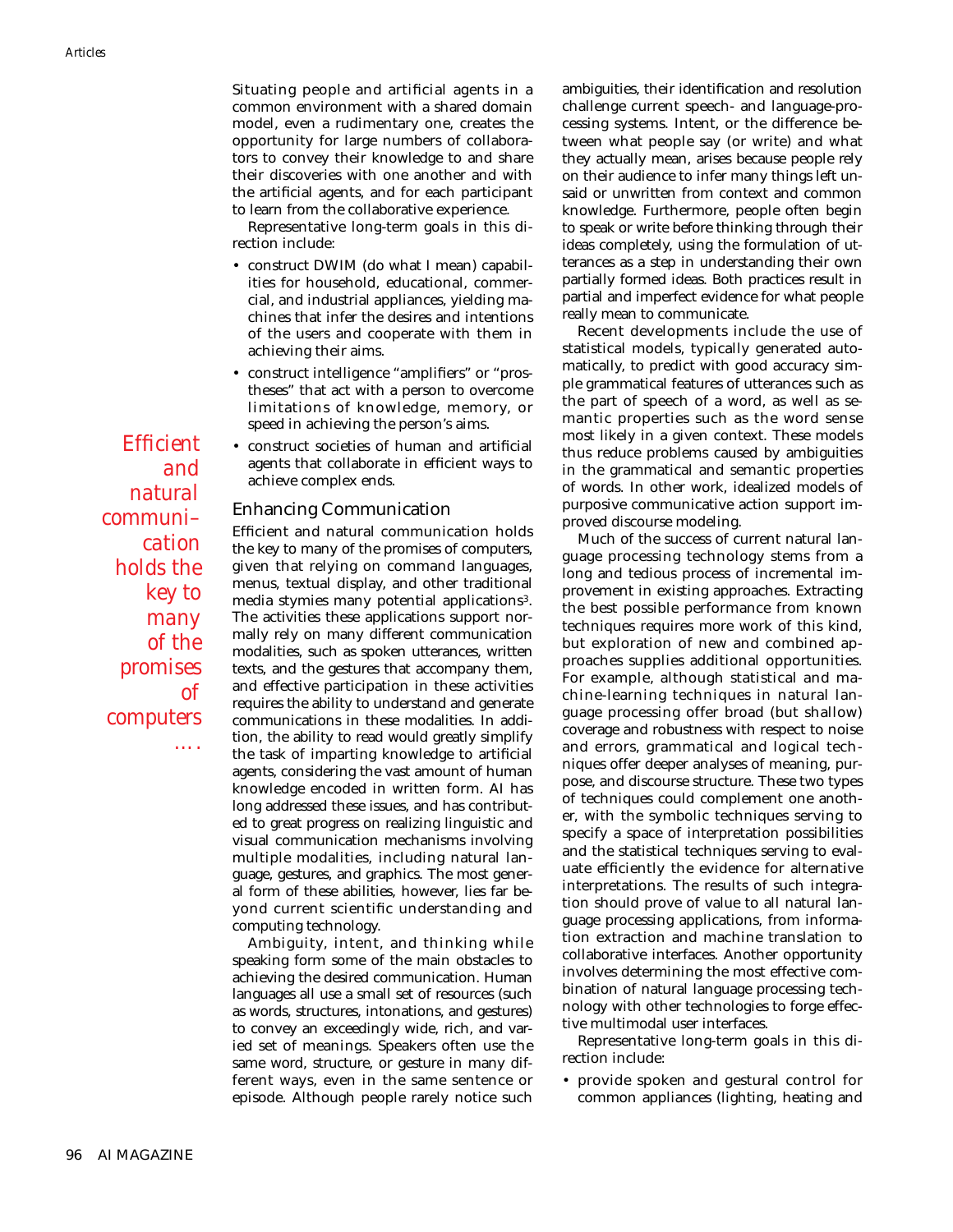Situating people and artificial agents in a common environment with a shared domain model, even a rudimentary one, creates the opportunity for large numbers of collaborators to convey their knowledge to and share their discoveries with one another and with the artificial agents, and for each participant to learn from the collaborative experience.

Representative long-term goals in this direction include:

- construct DWIM (do what I mean) capabilities for household, educational, commercial, and industrial appliances, yielding machines that infer the desires and intentions of the users and cooperate with them in achieving their aims.
- construct intelligence "amplifiers" or "prostheses" that act with a person to overcome limitations of knowledge, memory, or speed in achieving the person's aims.
- construct societies of human and artificial agents that collaborate in efficient ways to achieve complex ends.

*Efficient and natural communication holds the key to many of the promises of computers ….*

## Enhancing Communication

Efficient and natural communication holds the key to many of the promises of computers, given that relying on command languages, menus, textual display, and other traditional media stymies many potential applications[3]. The activities these applications support normally rely on many different communication modalities, such as spoken utterances, written texts, and the gestures that accompany them, and effective participation in these activities requires the ability to understand and generate communications in these modalities. In addition, the ability to read would greatly simplify the task of imparting knowledge to artificial agents, considering the vast amount of human knowledge encoded in written form. AI has long addressed these issues, and has contributed to great progress on realizing linguistic and visual communication mechanisms involving multiple modalities, including natural language, gestures, and graphics. The most general form of these abilities, however, lies far beyond current scientific understanding and computing technology.

Ambiguity, intent, and thinking while speaking form some of the main obstacles to achieving the desired communication. Human languages all use a small set of resources (such as words, structures, intonations, and gestures) to convey an exceedingly wide, rich, and varied set of meanings. Speakers often use the same word, structure, or gesture in many different ways, even in the same sentence or episode. Although people rarely notice such ambiguities, their identification and resolution challenge current speech- and language-processing systems. Intent, or the difference between what people say (or write) and what they actually mean, arises because people rely on their audience to infer many things left unsaid or unwritten from context and common knowledge. Furthermore, people often begin to speak or write before thinking through their ideas completely, using the formulation of utterances as a step in understanding their own partially formed ideas. Both practices result in partial and imperfect evidence for what people really mean to communicate.

Recent developments include the use of statistical models, typically generated automatically, to predict with good accuracy simple grammatical features of utterances such as the part of speech of a word, as well as semantic properties such as the word sense most likely in a given context. These models thus reduce problems caused by ambiguities in the grammatical and semantic properties of words. In other work, idealized models of purposive communicative action support improved discourse modeling.

Much of the success of current natural language processing technology stems from a long and tedious process of incremental improvement in existing approaches. Extracting the best possible performance from known techniques requires more work of this kind, but exploration of new and combined approaches supplies additional opportunities. For example, although statistical and machine-learning techniques in natural language processing offer broad (but shallow) coverage and robustness with respect to noise and errors, grammatical and logical techniques offer deeper analyses of meaning, purpose, and discourse structure. These two types of techniques could complement one another, with the symbolic techniques serving to specify a space of interpretation possibilities and the statistical techniques serving to evaluate efficiently the evidence for alternative interpretations. The results of such integration should prove of value to all natural language processing applications, from information extraction and machine translation to collaborative interfaces. Another opportunity involves determining the most effective combination of natural language processing technology with other technologies to forge effective multimodal user interfaces.

Representative long-term goals in this direction include:

- provide spoken and gestural control for common appliances (lighting, heating and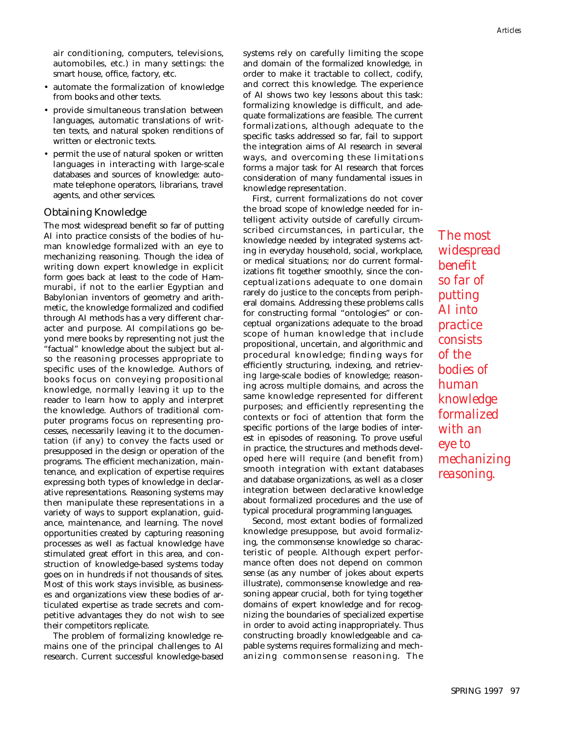air conditioning, computers, televisions, automobiles, etc.) in many settings: the smart house, office, factory, etc.

- automate the formalization of knowledge from books and other texts.
- provide simultaneous translation between languages, automatic translations of written texts, and natural spoken renditions of written or electronic texts.
- permit the use of natural spoken or written languages in interacting with large-scale databases and sources of knowledge: automate telephone operators, librarians, travel agents, and other services.

## Obtaining Knowledge

The most widespread benefit so far of putting AI into practice consists of the bodies of human knowledge formalized with an eye to mechanizing reasoning. Though the idea of writing down expert knowledge in explicit form goes back at least to the code of Hammurabi, if not to the earlier Egyptian and Babylonian inventors of geometry and arithmetic, the knowledge formalized and codified through AI methods has a very different character and purpose. AI compilations go beyond mere books by representing not just the "factual" knowledge about the subject but also the reasoning processes appropriate to specific uses of the knowledge. Authors of books focus on conveying propositional knowledge, normally leaving it up to the reader to learn how to apply and interpret the knowledge. Authors of traditional computer programs focus on representing processes, necessarily leaving it to the documentation (if any) to convey the facts used or presupposed in the design or operation of the programs. The efficient mechanization, maintenance, and explication of expertise requires expressing both types of knowledge in declarative representations. Reasoning systems may then manipulate these representations in a variety of ways to support explanation, guidance, maintenance, and learning. The novel opportunities created by capturing reasoning processes as well as factual knowledge have stimulated great effort in this area, and construction of knowledge-based systems today goes on in hundreds if not thousands of sites. Most of this work stays invisible, as businesses and organizations view these bodies of articulated expertise as trade secrets and competitive advantages they do not wish to see their competitors replicate.

The problem of formalizing knowledge remains one of the principal challenges to AI research. Current successful knowledge-based systems rely on carefully limiting the scope and domain of the formalized knowledge, in order to make it tractable to collect, codify, and correct this knowledge. The experience of AI shows two key lessons about this task: formalizing knowledge is difficult, and adequate formalizations are feasible. The current formalizations, although adequate to the specific tasks addressed so far, fail to support the integration aims of AI research in several ways, and overcoming these limitations forms a major task for AI research that forces consideration of many fundamental issues in knowledge representation.

First, current formalizations do not cover the broad scope of knowledge needed for intelligent activity outside of carefully circumscribed circumstances, in particular, the knowledge needed by integrated systems acting in everyday household, social, workplace, or medical situations; nor do current formalizations fit together smoothly, since the conceptualizations adequate to one domain rarely do justice to the concepts from peripheral domains. Addressing these problems calls for constructing formal "ontologies" or conceptual organizations adequate to the broad scope of human knowledge that include propositional, uncertain, and algorithmic and procedural knowledge; finding ways for efficiently structuring, indexing, and retrieving large-scale bodies of knowledge; reasoning across multiple domains, and across the same knowledge represented for different purposes; and efficiently representing the contexts or foci of attention that form the specific portions of the large bodies of interest in episodes of reasoning. To prove useful in practice, the structures and methods developed here will require (and benefit from) smooth integration with extant databases and database organizations, as well as a closer integration between declarative knowledge about formalized procedures and the use of typical procedural programming languages.

Second, most extant bodies of formalized knowledge presuppose, but avoid formalizing, the commonsense knowledge so characteristic of people. Although expert performance often does not depend on common sense (as any number of jokes about experts illustrate), commonsense knowledge and reasoning appear crucial, both for tying together domains of expert knowledge and for recognizing the boundaries of specialized expertise in order to avoid acting inappropriately. Thus constructing broadly knowledgeable and capable systems requires formalizing and mechanizing commonsense reasoning. The

*The most widespread benefit so far of putting AI into practice consists of the bodies of human knowledge formalized with an eye to mechanizing reasoning.*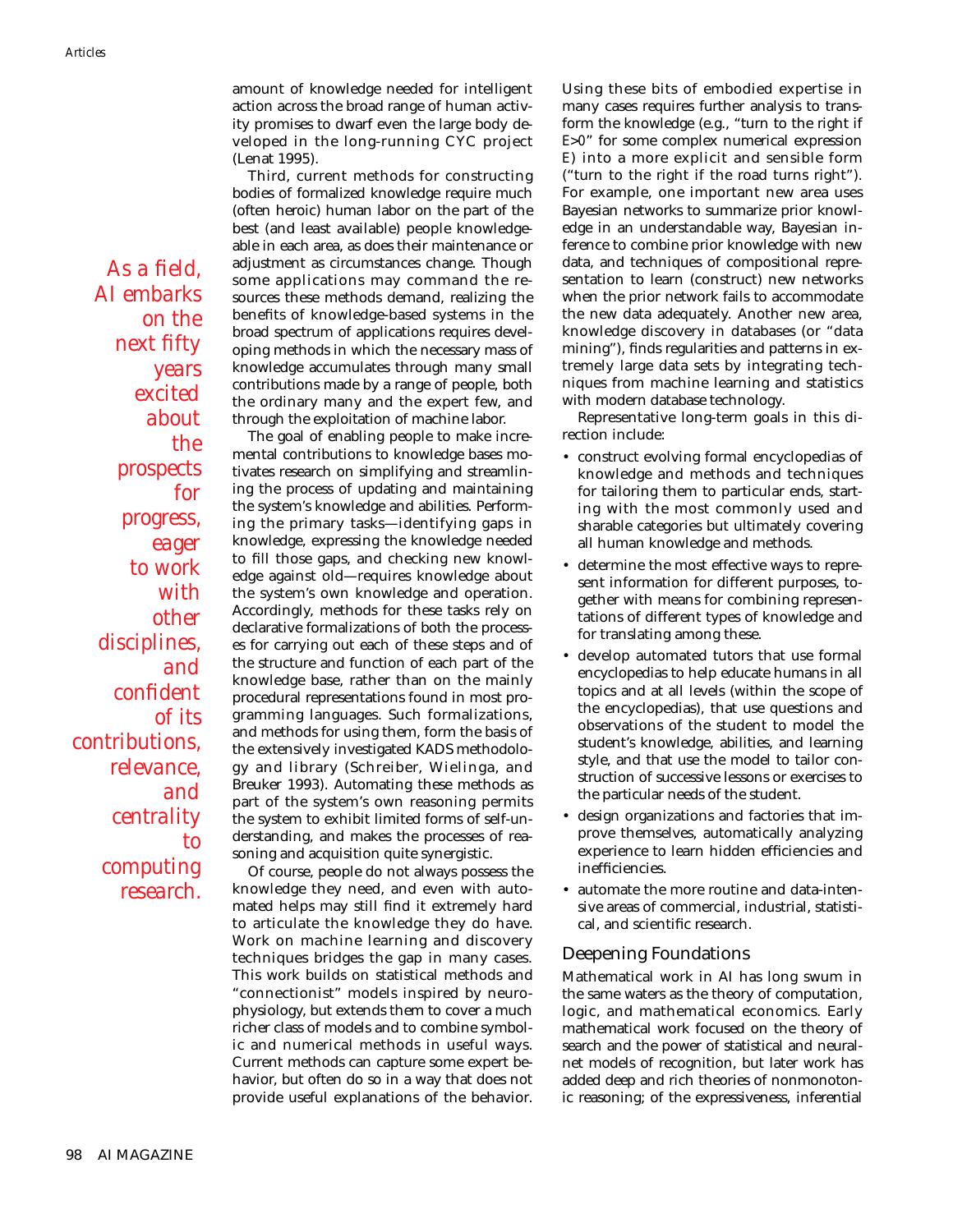amount of knowledge needed for intelligent action across the broad range of human activity promises to dwarf even the large body developed in the long-running CYC project (Lenat 1995).

Third, current methods for constructing bodies of formalized knowledge require much (often heroic) human labor on the part of the best (and least available) people knowledgeable in each area, as does their maintenance or adjustment as circumstances change. Though some applications may command the resources these methods demand, realizing the benefits of knowledge-based systems in the broad spectrum of applications requires developing methods in which the necessary mass of knowledge accumulates through many small contributions made by a range of people, both the ordinary many and the expert few, and through the exploitation of machine labor.

*As a field, AI embarks on the next fifty years excited about the prospects for progress, eager to work with other disciplines, and confident of its contributions, relevance, and centrality to computing research.*

The goal of enabling people to make incremental contributions to knowledge bases motivates research on simplifying and streamlining the process of updating and maintaining the system's knowledge and abilities. Performing the primary tasks—identifying gaps in knowledge, expressing the knowledge needed to fill those gaps, and checking new knowledge against old—requires knowledge about the system's own knowledge and operation. Accordingly, methods for these tasks rely on declarative formalizations of both the processes for carrying out each of these steps and of the structure and function of each part of the knowledge base, rather than on the mainly procedural representations found in most programming languages. Such formalizations, and methods for using them, form the basis of the extensively investigated KADS methodology and library (Schreiber, Wielinga, and Breuker 1993). Automating these methods as part of the system's own reasoning permits the system to exhibit limited forms of self-understanding, and makes the processes of reasoning and acquisition quite synergistic.

Of course, people do not always possess the knowledge they need, and even with automated helps may still find it extremely hard to articulate the knowledge they do have. Work on machine learning and discovery techniques bridges the gap in many cases. This work builds on statistical methods and "connectionist" models inspired by neurophysiology, but extends them to cover a much richer class of models and to combine symbolic and numerical methods in useful ways. Current methods can capture some expert behavior, but often do so in a way that does not provide useful explanations of the behavior. Using these bits of embodied expertise in many cases requires further analysis to transform the knowledge (e.g., "turn to the right if $E>0$" for some complex numerical expression $E$) into a more explicit and sensible form ("turn to the right if the road turns right"). For example, one important new area uses Bayesian networks to summarize prior knowledge in an understandable way, Bayesian inference to combine prior knowledge with new data, and techniques of compositional representation to learn (construct) new networks when the prior network fails to accommodate the new data adequately. Another new area, knowledge discovery in databases (or "data mining"), finds regularities and patterns in extremely large data sets by integrating techniques from machine learning and statistics with modern database technology.

Representative long-term goals in this direction include:

- construct evolving formal encyclopedias of knowledge and methods and techniques for tailoring them to particular ends, starting with the most commonly used and sharable categories but ultimately covering all human knowledge and methods.
- determine the most effective ways to represent information for different purposes, together with means for combining representations of different types of knowledge and for translating among these.
- develop automated tutors that use formal encyclopedias to help educate humans in all topics and at all levels (within the scope of the encyclopedias), that use questions and observations of the student to model the student's knowledge, abilities, and learning style, and that use the model to tailor construction of successive lessons or exercises to the particular needs of the student.
- design organizations and factories that improve themselves, automatically analyzing experience to learn hidden efficiencies and inefficiencies.
- automate the more routine and data-intensive areas of commercial, industrial, statistical, and scientific research.

## Deepening Foundations

Mathematical work in AI has long swum in the same waters as the theory of computation, logic, and mathematical economics. Early mathematical work focused on the theory of search and the power of statistical and neural-net models of recognition, but later work has added deep and rich theories of nonmonotonic reasoning; of the expressiveness, inferential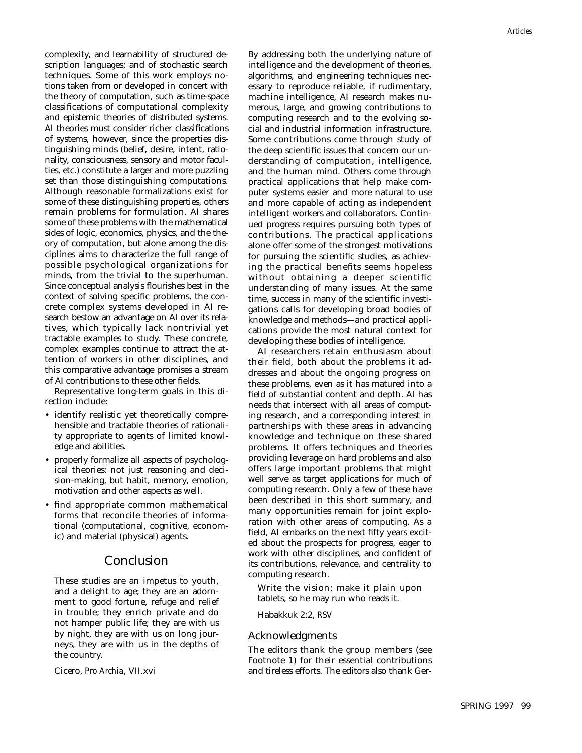complexity, and learnability of structured description languages; and of stochastic search techniques. Some of this work employs notions taken from or developed in concert with the theory of computation, such as time-space classifications of computational complexity and epistemic theories of distributed systems. AI theories must consider richer classifications of systems, however, since the properties distinguishing minds (belief, desire, intent, rationality, consciousness, sensory and motor faculties, etc.) constitute a larger and more puzzling set than those distinguishing computations. Although reasonable formalizations exist for some of these distinguishing properties, others remain problems for formulation. AI shares some of these problems with the mathematical sides of logic, economics, physics, and the theory of computation, but alone among the disciplines aims to characterize the full range of possible psychological organizations for minds, from the trivial to the superhuman. Since conceptual analysis flourishes best in the context of solving specific problems, the concrete complex systems developed in AI research bestow an advantage on AI over its relatives, which typically lack nontrivial yet tractable examples to study. These concrete, complex examples continue to attract the attention of workers in other disciplines, and this comparative advantage promises a stream of AI contributions to these other fields.

Representative long-term goals in this direction include:

- identify realistic yet theoretically comprehensible and tractable theories of rationality appropriate to agents of limited knowledge and abilities.
- properly formalize all aspects of psychological theories: not just reasoning and decision-making, but habit, memory, emotion, motivation and other aspects as well.
- find appropriate common mathematical forms that reconcile theories of informational (computational, cognitive, economic) and material (physical) agents.

## Conclusion

> These studies are an impetus to youth, and a delight to age; they are an adornment to good fortune, refuge and relief in trouble; they enrich private and do not hamper public life; they are with us by night, they are with us on long journeys, they are with us in the depths of the country.
>
> Cicero, *Pro Archia*, VII.xvi

By addressing both the underlying nature of intelligence and the development of theories, algorithms, and engineering techniques necessary to reproduce reliable, if rudimentary, machine intelligence, AI research makes numerous, large, and growing contributions to computing research and to the evolving social and industrial information infrastructure. Some contributions come through study of the deep scientific issues that concern our understanding of computation, intelligence, and the human mind. Others come through practical applications that help make computer systems easier and more natural to use and more capable of acting as independent intelligent workers and collaborators. Continued progress requires pursuing both types of contributions. The practical applications alone offer some of the strongest motivations for pursuing the scientific studies, as achieving the practical benefits seems hopeless without obtaining a deeper scientific understanding of many issues. At the same time, success in many of the scientific investigations calls for developing broad bodies of knowledge and methods—and practical applications provide the most natural context for developing these bodies of intelligence.

AI researchers retain enthusiasm about their field, both about the problems it addresses and about the ongoing progress on these problems, even as it has matured into a field of substantial content and depth. AI has needs that intersect with all areas of computing research, and a corresponding interest in partnerships with these areas in advancing knowledge and technique on these shared problems. It offers techniques and theories providing leverage on hard problems and also offers large important problems that might well serve as target applications for much of computing research. Only a few of these have been described in this short summary, and many opportunities remain for joint exploration with other areas of computing. As a field, AI embarks on the next fifty years excited about the prospects for progress, eager to work with other disciplines, and confident of its contributions, relevance, and centrality to computing research.

> Write the vision; make it plain upon tablets, so he may run who reads it.
>
> Habakkuk 2:2, RSV

### Acknowledgments

The editors thank the group members (see Footnote 1) for their essential contributions and tireless efforts. The editors also thank Ger-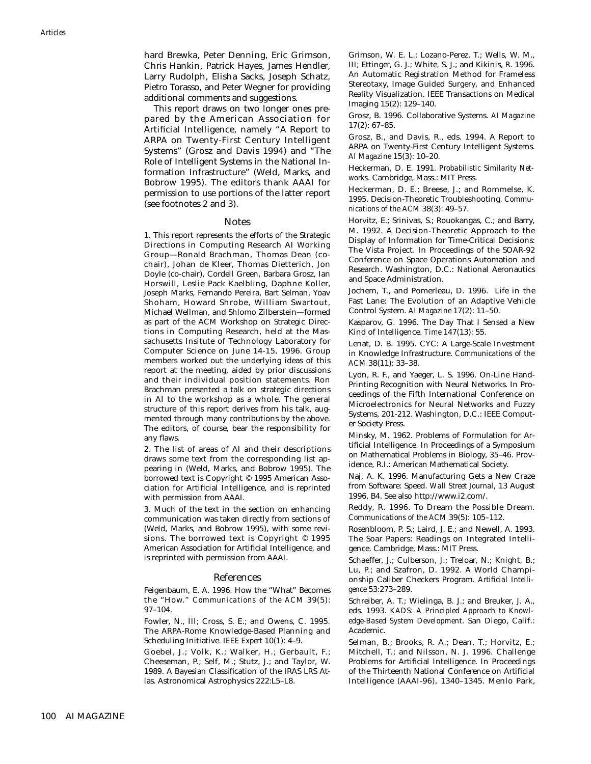hard Brewka, Peter Denning, Eric Grimson, Chris Hankin, Patrick Hayes, James Hendler, Larry Rudolph, Elisha Sacks, Joseph Schatz, Pietro Torasso, and Peter Wegner for providing additional comments and suggestions.

This report draws on two longer ones prepared by the American Association for Artificial Intelligence, namely "A Report to ARPA on Twenty-First Century Intelligent Systems" (Grosz and Davis 1994) and "The Role of Intelligent Systems in the National Information Infrastructure" (Weld, Marks, and Bobrow 1995). The editors thank AAAI for permission to use portions of the latter report (see footnotes 2 and 3).

## Notes

1. This report represents the efforts of the Strategic Directions in Computing Research AI Working Group—Ronald Brachman, Thomas Dean (cochair), Johan de Kleer, Thomas Dietterich, Jon Doyle (co-chair), Cordell Green, Barbara Grosz, Ian Horswill, Leslie Pack Kaelbling, Daphne Koller, Joseph Marks, Fernando Pereira, Bart Selman, Yoav Shoham, Howard Shrobe, William Swartout, Michael Wellman, and Shlomo Zilberstein—formed as part of the ACM Workshop on Strategic Directions in Computing Research, held at the Massachusetts Insitute of Technology Laboratory for Computer Science on June 14-15, 1996. Group members worked out the underlying ideas of this report at the meeting, aided by prior discussions and their individual position statements. Ron Brachman presented a talk on strategic directions in AI to the workshop as a whole. The general structure of this report derives from his talk, augmented through many contributions by the above. The editors, of course, bear the responsibility for any flaws.

2. The list of areas of AI and their descriptions draws some text from the corresponding list appearing in (Weld, Marks, and Bobrow 1995). The borrowed text is Copyright © 1995 American Association for Artificial Intelligence, and is reprinted with permission from AAAI.

3. Much of the text in the section on enhancing communication was taken directly from sections of (Weld, Marks, and Bobrow 1995), with some revisions. The borrowed text is Copyright © 1995 American Association for Artificial Intelligence, and is reprinted with permission from AAAI.

## References

Feigenbaum, E. A. 1996. How the "What" Becomes the "How." *Communications of the ACM* 39(5): 97–104.

Fowler, N., III; Cross, S. E.; and Owens, C. 1995. The ARPA-Rome Knowledge-Based Planning and Scheduling Initiative. *IEEE Expert* 10(1): 4–9.

Goebel, J.; Volk, K.; Walker, H.; Gerbault, F.; Cheeseman, P.; Self, M.; Stutz, J.; and Taylor, W. 1989. A Bayesian Classification of the IRAS LRS Atlas. Astronomical Astrophysics 222:L5–L8.

Grimson, W. E. L.; Lozano-Perez, T.; Wells, W. M., III; Ettinger, G. J.; White, S. J.; and Kikinis, R. 1996. An Automatic Registration Method for Frameless Stereotaxy, Image Guided Surgery, and Enhanced Reality Visualization. IEEE Transactions on Medical Imaging 15(2): 129–140.

Grosz, B. 1996. Collaborative Systems. *AI Magazine* 17(2): 67–85.

Grosz, B., and Davis, R., eds. 1994. A Report to ARPA on Twenty-First Century Intelligent Systems. *AI Magazine* 15(3): 10–20.

Heckerman, D. E. 1991. *Probabilistic Similarity Networks*. Cambridge, Mass.: MIT Press.

Heckerman, D. E.; Breese, J.; and Rommelse, K. 1995. Decision-Theoretic Troubleshooting. *Communications of the ACM* 38(3): 49–57.

Horvitz, E.; Srinivas, S.; Rouokangas, C.; and Barry, M. 1992. A Decision-Theoretic Approach to the Display of Information for Time-Critical Decisions: The Vista Project. In Proceedings of the SOAR-92 Conference on Space Operations Automation and Research. Washington, D.C.: National Aeronautics and Space Administration.

Jochem, T., and Pomerleau, D. 1996. Life in the Fast Lane: The Evolution of an Adaptive Vehicle Control System. *AI Magazine* 17(2): 11–50.

Kasparov, G. 1996. The Day That I Sensed a New Kind of Intelligence. *Time* 147(13): 55.

Lenat, D. B. 1995. CYC: A Large-Scale Investment in Knowledge Infrastructure. *Communications of the ACM* 38(11): 33–38.

Lyon, R. F., and Yaeger, L. S. 1996. On-Line Hand-Printing Recognition with Neural Networks. In Proceedings of the Fifth International Conference on Microelectronics for Neural Networks and Fuzzy Systems, 201-212. Washington, D.C.: IEEE Computer Society Press.

Minsky, M. 1962. Problems of Formulation for Artificial Intelligence. In Proceedings of a Symposium on Mathematical Problems in Biology, 35–46. Providence, R.I.: American Mathematical Society.

Naj, A. K. 1996. Manufacturing Gets a New Craze from Software: Speed. *Wall Street Journal*, 13 August 1996, B4. See also http://www.i2.com/.

Reddy, R. 1996. To Dream the Possible Dream. *Communications of the ACM* 39(5): 105–112.

Rosenbloom, P. S.; Laird, J. E.; and Newell, A. 1993. The Soar Papers: Readings on Integrated Intelligence. Cambridge, Mass.: MIT Press.

Schaeffer, J.; Culberson, J.; Treloar, N.; Knight, B.; Lu, P.; and Szafron, D. 1992. A World Championship Caliber Checkers Program. *Artificial Intelligence* 53:273–289.

Schreiber, A. T.; Wielinga, B. J.; and Breuker, J. A., eds. 1993. *KADS: A Principled Approach to Knowledge-Based System Development*. San Diego, Calif.: Academic.

Selman, B.; Brooks, R. A.; Dean, T.; Horvitz, E.; Mitchell, T.; and Nilsson, N. J. 1996. Challenge Problems for Artificial Intelligence. In Proceedings of the Thirteenth National Conference on Artificial Intelligence (AAAI-96), 1340–1345. Menlo Park,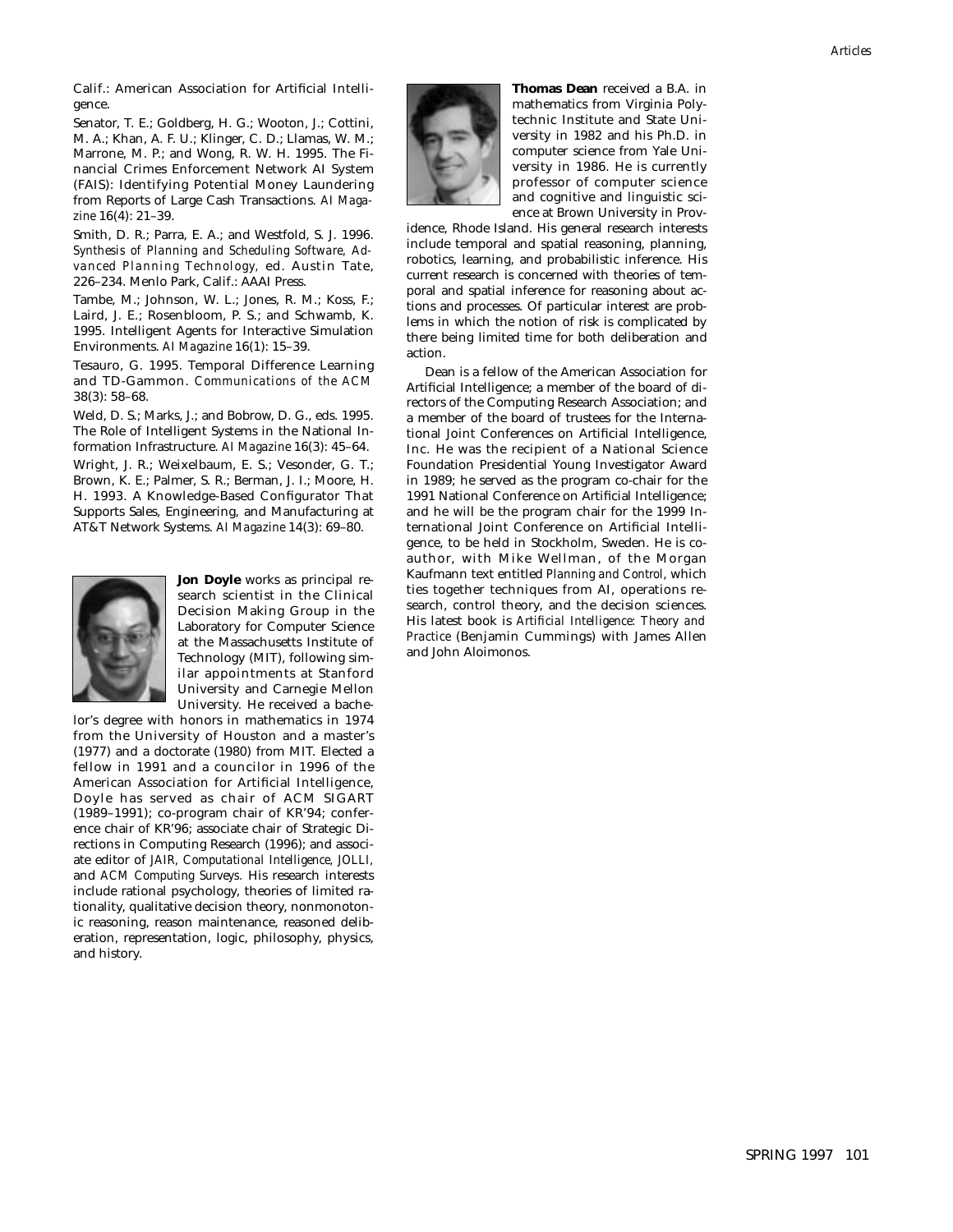Calif.: American Association for Artificial Intelligence.

Senator, T. E.; Goldberg, H. G.; Wooton, J.; Cottini, M. A.; Khan, A. F. U.; Klinger, C. D.; Llamas, W. M.; Marrone, M. P.; and Wong, R. W. H. 1995. The Financial Crimes Enforcement Network AI System (FAIS): Identifying Potential Money Laundering from Reports of Large Cash Transactions. *AI Magazine* 16(4): 21–39.

Smith, D. R.; Parra, E. A.; and Westfold, S. J. 1996. *Synthesis of Planning and Scheduling Software, Advanced Planning Technology,* ed. Austin Tate, 226–234. Menlo Park, Calif.: AAAI Press.

Tambe, M.; Johnson, W. L.; Jones, R. M.; Koss, F.; Laird, J. E.; Rosenbloom, P. S.; and Schwamb, K. 1995. Intelligent Agents for Interactive Simulation Environments. *AI Magazine* 16(1): 15–39.

Tesauro, G. 1995. Temporal Difference Learning and TD-Gammon. *Communications of the ACM* 38(3): 58–68.

Weld, D. S.; Marks, J.; and Bobrow, D. G., eds. 1995. The Role of Intelligent Systems in the National Information Infrastructure. *AI Magazine* 16(3): 45–64.

Wright, J. R.; Weixelbaum, E. S.; Vesonder, G. T.; Brown, K. E.; Palmer, S. R.; Berman, J. I.; Moore, H. H. 1993. A Knowledge-Based Configurator That Supports Sales, Engineering, and Manufacturing at AT&T Network Systems. *AI Magazine* 14(3): 69–80.

**Jon Doyle** works as principal research scientist in the Clinical Decision Making Group in the Laboratory for Computer Science at the Massachusetts Institute of Technology (MIT), following similar appointments at Stanford University and Carnegie Mellon University. He received a bachelor's degree with honors in mathematics in 1974 from the University of Houston and a master's (1977) and a doctorate (1980) from MIT. Elected a fellow in 1991 and a councilor in 1996 of the American Association for Artificial Intelligence, Doyle has served as chair of ACM SIGART (1989–1991); co-program chair of KR'94; conference chair of KR'96; associate chair of Strategic Directions in Computing Research (1996); and associate editor of *JAIR, Computational Intelligence, JOLLI,* and *ACM Computing Surveys.* His research interests include rational psychology, theories of limited rationality, qualitative decision theory, nonmonotonic reasoning, reason maintenance, reasoned deliberation, representation, logic, philosophy, physics, and history.

**Thomas Dean** received a B.A. in mathematics from Virginia Polytechnic Institute and State University in 1982 and his Ph.D. in computer science from Yale University in 1986. He is currently professor of computer science and cognitive and linguistic science at Brown University in Providence, Rhode Island. His general research interests include temporal and spatial reasoning, planning, robotics, learning, and probabilistic inference. His current research is concerned with theories of temporal and spatial inference for reasoning about actions and processes. Of particular interest are problems in which the notion of risk is complicated by there being limited time for both deliberation and action.

Dean is a fellow of the American Association for Artificial Intelligence; a member of the board of directors of the Computing Research Association; and a member of the board of trustees for the International Joint Conferences on Artificial Intelligence, Inc. He was the recipient of a National Science Foundation Presidential Young Investigator Award in 1989; he served as the program co-chair for the 1991 National Conference on Artificial Intelligence; and he will be the program chair for the 1999 International Joint Conference on Artificial Intelligence, to be held in Stockholm, Sweden. He is coauthor, with Mike Wellman, of the Morgan Kaufmann text entitled *Planning and Control*, which ties together techniques from AI, operations research, control theory, and the decision sciences. His latest book is *Artificial Intelligence: Theory and Practice* (Benjamin Cummings) with James Allen and John Aloimonos.